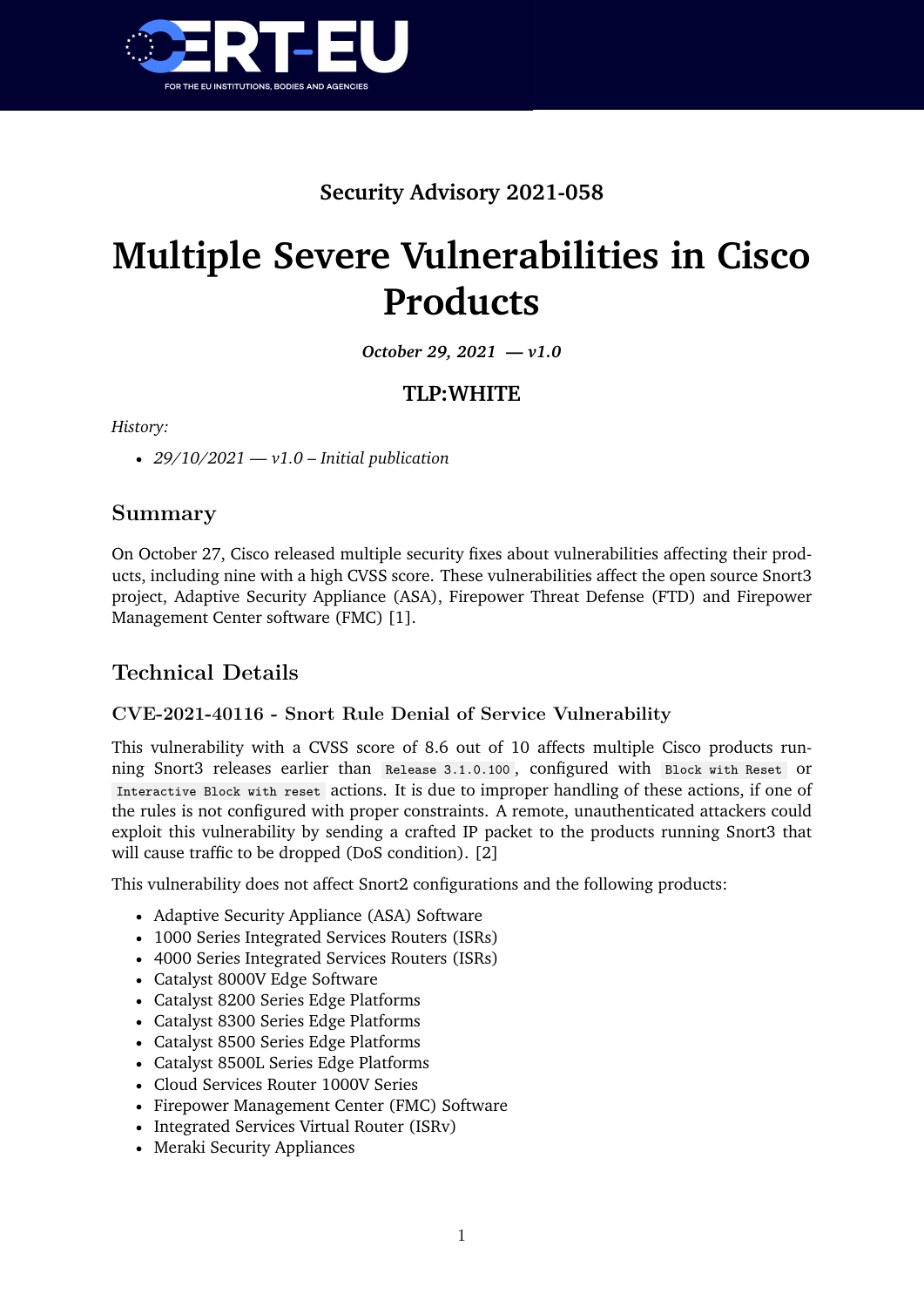Security Advisory 2021-058

# Multiple Severe Vulnerabilities in Cisco Products

*October 29, 2021 — v1.0*

**TLP:WHITE**

*History:*

- *29/10/2021 — v1.0 – Initial publication*

## Summary

On October 27, Cisco released multiple security fixes about vulnerabilities affecting their products, including nine with a high CVSS score. These vulnerabilities affect the open source Snort3 project, Adaptive Security Appliance (ASA), Firepower Threat Defense (FTD) and Firepower Management Center software (FMC) [1].

## Technical Details

### CVE-2021-40116 - Snort Rule Denial of Service Vulnerability

This vulnerability with a CVSS score of 8.6 out of 10 affects multiple Cisco products running Snort3 releases earlier than `Release 3.1.0.100`, configured with `Block with Reset` or `Interactive Block with reset` actions. It is due to improper handling of these actions, if one of the rules is not configured with proper constraints. A remote, unauthenticated attackers could exploit this vulnerability by sending a crafted IP packet to the products running Snort3 that will cause traffic to be dropped (DoS condition). [2]

This vulnerability does not affect Snort2 configurations and the following products:

- Adaptive Security Appliance (ASA) Software
- 1000 Series Integrated Services Routers (ISRs)
- 4000 Series Integrated Services Routers (ISRs)
- Catalyst 8000V Edge Software
- Catalyst 8200 Series Edge Platforms
- Catalyst 8300 Series Edge Platforms
- Catalyst 8500 Series Edge Platforms
- Catalyst 8500L Series Edge Platforms
- Cloud Services Router 1000V Series
- Firepower Management Center (FMC) Software
- Integrated Services Virtual Router (ISRv)
- Meraki Security Appliances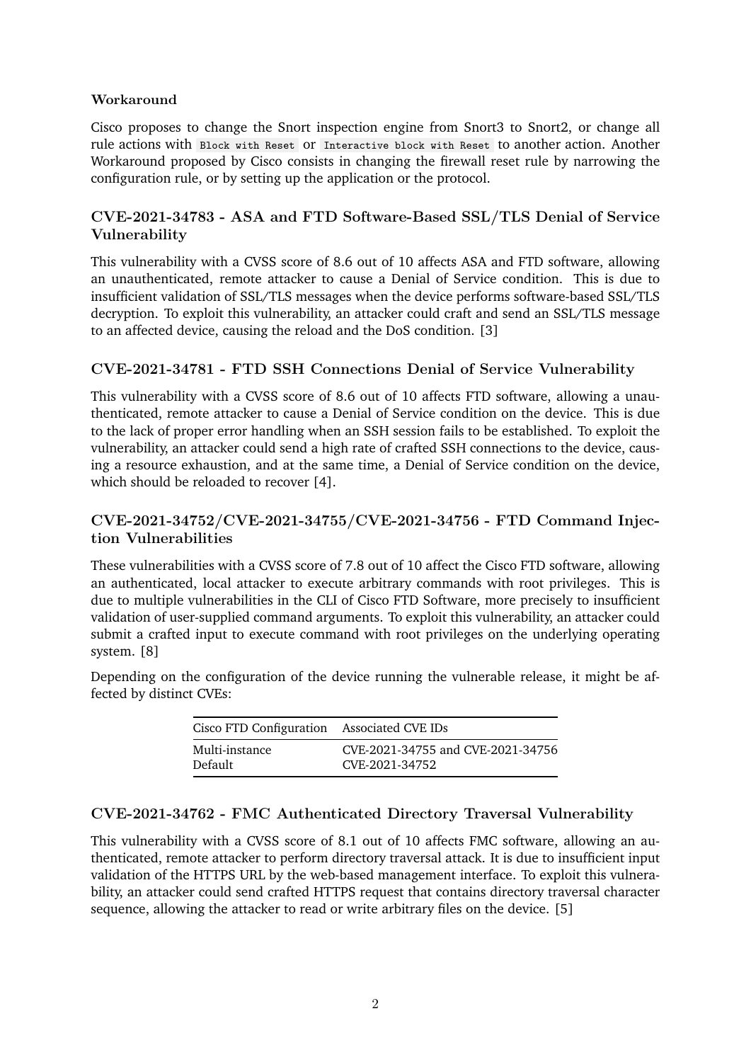#### Workaround

Cisco proposes to change the Snort inspection engine from Snort3 to Snort2, or change all rule actions with `Block with Reset` or `Interactive block with Reset` to another action. Another Workaround proposed by Cisco consists in changing the firewall reset rule by narrowing the configuration rule, or by setting up the application or the protocol.

### CVE-2021-34783 - ASA and FTD Software-Based SSL/TLS Denial of Service Vulnerability

This vulnerability with a CVSS score of 8.6 out of 10 affects ASA and FTD software, allowing an unauthenticated, remote attacker to cause a Denial of Service condition. This is due to insufficient validation of SSL/TLS messages when the device performs software-based SSL/TLS decryption. To exploit this vulnerability, an attacker could craft and send an SSL/TLS message to an affected device, causing the reload and the DoS condition. [3]

### CVE-2021-34781 - FTD SSH Connections Denial of Service Vulnerability

This vulnerability with a CVSS score of 8.6 out of 10 affects FTD software, allowing a unauthenticated, remote attacker to cause a Denial of Service condition on the device. This is due to the lack of proper error handling when an SSH session fails to be established. To exploit the vulnerability, an attacker could send a high rate of crafted SSH connections to the device, causing a resource exhaustion, and at the same time, a Denial of Service condition on the device, which should be reloaded to recover [4].

### CVE-2021-34752/CVE-2021-34755/CVE-2021-34756 - FTD Command Injection Vulnerabilities

These vulnerabilities with a CVSS score of 7.8 out of 10 affect the Cisco FTD software, allowing an authenticated, local attacker to execute arbitrary commands with root privileges. This is due to multiple vulnerabilities in the CLI of Cisco FTD Software, more precisely to insufficient validation of user-supplied command arguments. To exploit this vulnerability, an attacker could submit a crafted input to execute command with root privileges on the underlying operating system. [8]

Depending on the configuration of the device running the vulnerable release, it might be affected by distinct CVEs:

| Cisco FTD Configuration | Associated CVE IDs |
| --- | --- |
| Multi-instance | CVE-2021-34755 and CVE-2021-34756 |
| Default | CVE-2021-34752 |

### CVE-2021-34762 - FMC Authenticated Directory Traversal Vulnerability

This vulnerability with a CVSS score of 8.1 out of 10 affects FMC software, allowing an authenticated, remote attacker to perform directory traversal attack. It is due to insufficient input validation of the HTTPS URL by the web-based management interface. To exploit this vulnerability, an attacker could send crafted HTTPS request that contains directory traversal character sequence, allowing the attacker to read or write arbitrary files on the device. [5]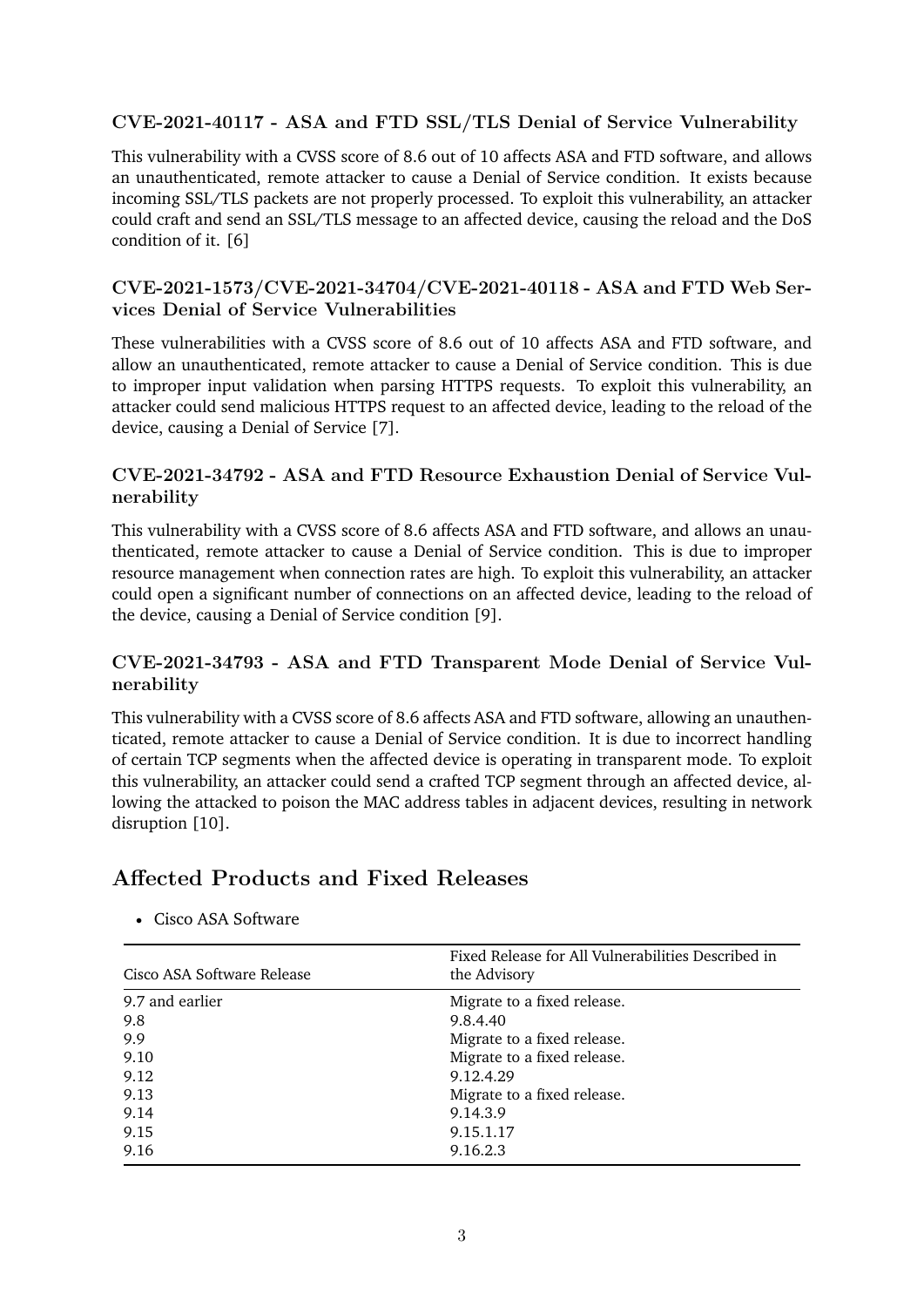### CVE-2021-40117 - ASA and FTD SSL/TLS Denial of Service Vulnerability

This vulnerability with a CVSS score of 8.6 out of 10 affects ASA and FTD software, and allows an unauthenticated, remote attacker to cause a Denial of Service condition. It exists because incoming SSL/TLS packets are not properly processed. To exploit this vulnerability, an attacker could craft and send an SSL/TLS message to an affected device, causing the reload and the DoS condition of it. [6]

### CVE-2021-1573/CVE-2021-34704/CVE-2021-40118 - ASA and FTD Web Services Denial of Service Vulnerabilities

These vulnerabilities with a CVSS score of 8.6 out of 10 affects ASA and FTD software, and allow an unauthenticated, remote attacker to cause a Denial of Service condition. This is due to improper input validation when parsing HTTPS requests. To exploit this vulnerability, an attacker could send malicious HTTPS request to an affected device, leading to the reload of the device, causing a Denial of Service [7].

### CVE-2021-34792 - ASA and FTD Resource Exhaustion Denial of Service Vulnerability

This vulnerability with a CVSS score of 8.6 affects ASA and FTD software, and allows an unauthenticated, remote attacker to cause a Denial of Service condition. This is due to improper resource management when connection rates are high. To exploit this vulnerability, an attacker could open a significant number of connections on an affected device, leading to the reload of the device, causing a Denial of Service condition [9].

### CVE-2021-34793 - ASA and FTD Transparent Mode Denial of Service Vulnerability

This vulnerability with a CVSS score of 8.6 affects ASA and FTD software, allowing an unauthenticated, remote attacker to cause a Denial of Service condition. It is due to incorrect handling of certain TCP segments when the affected device is operating in transparent mode. To exploit this vulnerability, an attacker could send a crafted TCP segment through an affected device, allowing the attacked to poison the MAC address tables in adjacent devices, resulting in network disruption [10].

## Affected Products and Fixed Releases

- Cisco ASA Software

| Cisco ASA Software Release | Fixed Release for All Vulnerabilities Described in the Advisory |
|---|---|
| 9.7 and earlier | Migrate to a fixed release. |
| 9.8 | 9.8.4.40 |
| 9.9 | Migrate to a fixed release. |
| 9.10 | Migrate to a fixed release. |
| 9.12 | 9.12.4.29 |
| 9.13 | Migrate to a fixed release. |
| 9.14 | 9.14.3.9 |
| 9.15 | 9.15.1.17 |
| 9.16 | 9.16.2.3 |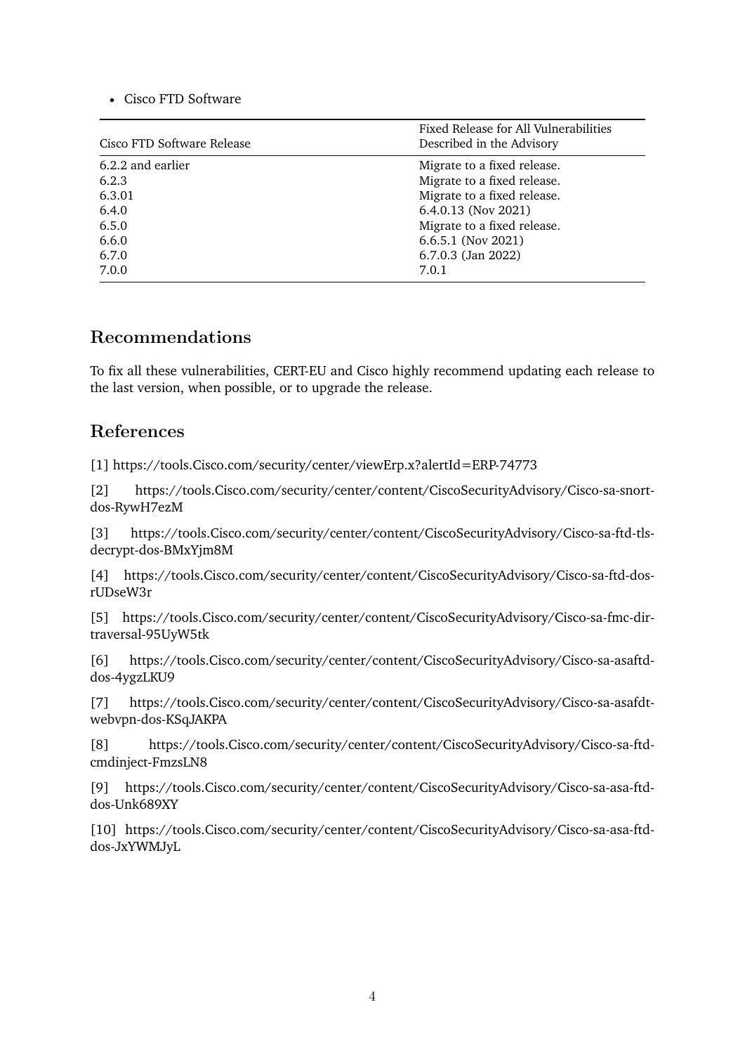- Cisco FTD Software

| Cisco FTD Software Release | Fixed Release for All Vulnerabilities Described in the Advisory |
| --- | --- |
| 6.2.2 and earlier | Migrate to a fixed release. |
| 6.2.3 | Migrate to a fixed release. |
| 6.3.01 | Migrate to a fixed release. |
| 6.4.0 | 6.4.0.13 (Nov 2021) |
| 6.5.0 | Migrate to a fixed release. |
| 6.6.0 | 6.6.5.1 (Nov 2021) |
| 6.7.0 | 6.7.0.3 (Jan 2022) |
| 7.0.0 | 7.0.1 |

## Recommendations

To fix all these vulnerabilities, CERT-EU and Cisco highly recommend updating each release to the last version, when possible, or to upgrade the release.

## References

[1] https://tools.Cisco.com/security/center/viewErp.x?alertId=ERP-74773

[2] https://tools.Cisco.com/security/center/content/CiscoSecurityAdvisory/Cisco-sa-snort-dos-RywH7ezM

[3] https://tools.Cisco.com/security/center/content/CiscoSecurityAdvisory/Cisco-sa-ftd-tls-decrypt-dos-BMxYjm8M

[4] https://tools.Cisco.com/security/center/content/CiscoSecurityAdvisory/Cisco-sa-ftd-dos-rUDseW3r

[5] https://tools.Cisco.com/security/center/content/CiscoSecurityAdvisory/Cisco-sa-fmc-dir-traversal-95UyW5tk

[6] https://tools.Cisco.com/security/center/content/CiscoSecurityAdvisory/Cisco-sa-asaftd-dos-4ygzLKU9

[7] https://tools.Cisco.com/security/center/content/CiscoSecurityAdvisory/Cisco-sa-asafdt-webvpn-dos-KSqJAKPA

[8] https://tools.Cisco.com/security/center/content/CiscoSecurityAdvisory/Cisco-sa-ftd-cmdinject-FmzsLN8

[9] https://tools.Cisco.com/security/center/content/CiscoSecurityAdvisory/Cisco-sa-asa-ftd-dos-Unk689XY

[10] https://tools.Cisco.com/security/center/content/CiscoSecurityAdvisory/Cisco-sa-asa-ftd-dos-JxYWMJyL